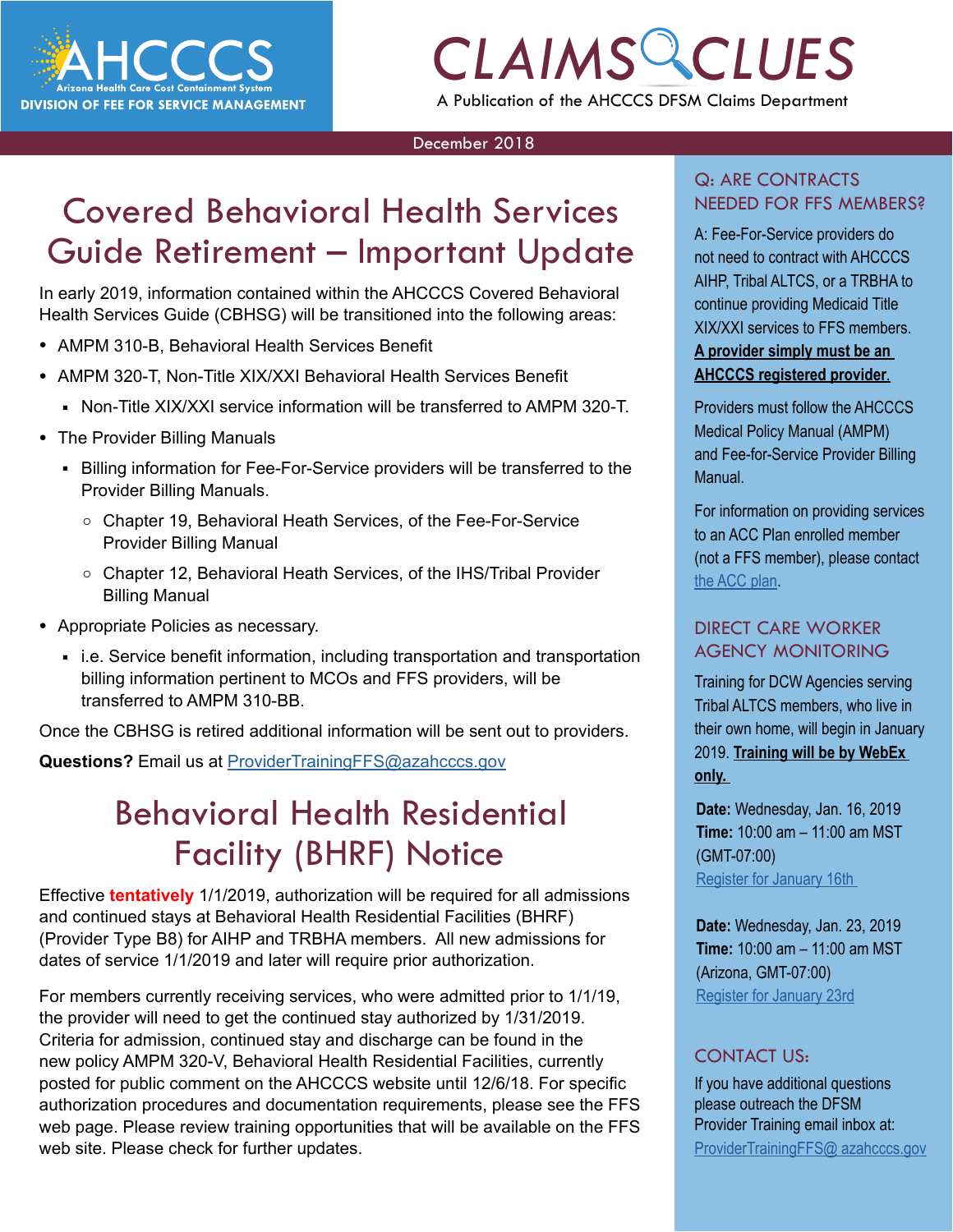AHCCCS
Arizona Health Care Cost Containment System
DIVISION OF FEE FOR SERVICE MANAGEMENT

# CLAIMS CLUES

A Publication of the AHCCCS DFSM Claims Department

December 2018

## Covered Behavioral Health Services Guide Retirement – Important Update

In early 2019, information contained within the AHCCCS Covered Behavioral Health Services Guide (CBHSG) will be transitioned into the following areas:

- AMPM 310-B, Behavioral Health Services Benefit
- AMPM 320-T, Non-Title XIX/XXI Behavioral Health Services Benefit
  - Non-Title XIX/XXI service information will be transferred to AMPM 320-T.
- The Provider Billing Manuals
  - Billing information for Fee-For-Service providers will be transferred to the Provider Billing Manuals.
    - Chapter 19, Behavioral Heath Services, of the Fee-For-Service Provider Billing Manual
    - Chapter 12, Behavioral Heath Services, of the IHS/Tribal Provider Billing Manual
- Appropriate Policies as necessary.
  - i.e. Service benefit information, including transportation and transportation billing information pertinent to MCOs and FFS providers, will be transferred to AMPM 310-BB.

Once the CBHSG is retired additional information will be sent out to providers.

**Questions?** Email us at ProviderTrainingFFS@azahcccs.gov

## Behavioral Health Residential Facility (BHRF) Notice

Effective **tentatively** 1/1/2019, authorization will be required for all admissions and continued stays at Behavioral Health Residential Facilities (BHRF) (Provider Type B8) for AIHP and TRBHA members. All new admissions for dates of service 1/1/2019 and later will require prior authorization.

For members currently receiving services, who were admitted prior to 1/1/19, the provider will need to get the continued stay authorized by 1/31/2019. Criteria for admission, continued stay and discharge can be found in the new policy AMPM 320-V, Behavioral Health Residential Facilities, currently posted for public comment on the AHCCCS website until 12/6/18. For specific authorization procedures and documentation requirements, please see the FFS web page. Please review training opportunities that will be available on the FFS web site. Please check for further updates.

### Q: ARE CONTRACTS NEEDED FOR FFS MEMBERS?

A: Fee-For-Service providers do not need to contract with AHCCCS AIHP, Tribal ALTCS, or a TRBHA to continue providing Medicaid Title XIX/XXI services to FFS members. **A provider simply must be an AHCCCS registered provider.**

Providers must follow the AHCCCS Medical Policy Manual (AMPM) and Fee-for-Service Provider Billing Manual.

For information on providing services to an ACC Plan enrolled member (not a FFS member), please contact the ACC plan.

### DIRECT CARE WORKER AGENCY MONITORING

Training for DCW Agencies serving Tribal ALTCS members, who live in their own home, will begin in January 2019. **Training will be by WebEx only.**

**Date:** Wednesday, Jan. 16, 2019
**Time:** 10:00 am – 11:00 am MST (GMT-07:00)
Register for January 16th

**Date:** Wednesday, Jan. 23, 2019
**Time:** 10:00 am – 11:00 am MST (Arizona, GMT-07:00)
Register for January 23rd

### CONTACT US:

If you have additional questions please outreach the DFSM Provider Training email inbox at: ProviderTrainingFFS@ azahcccs.gov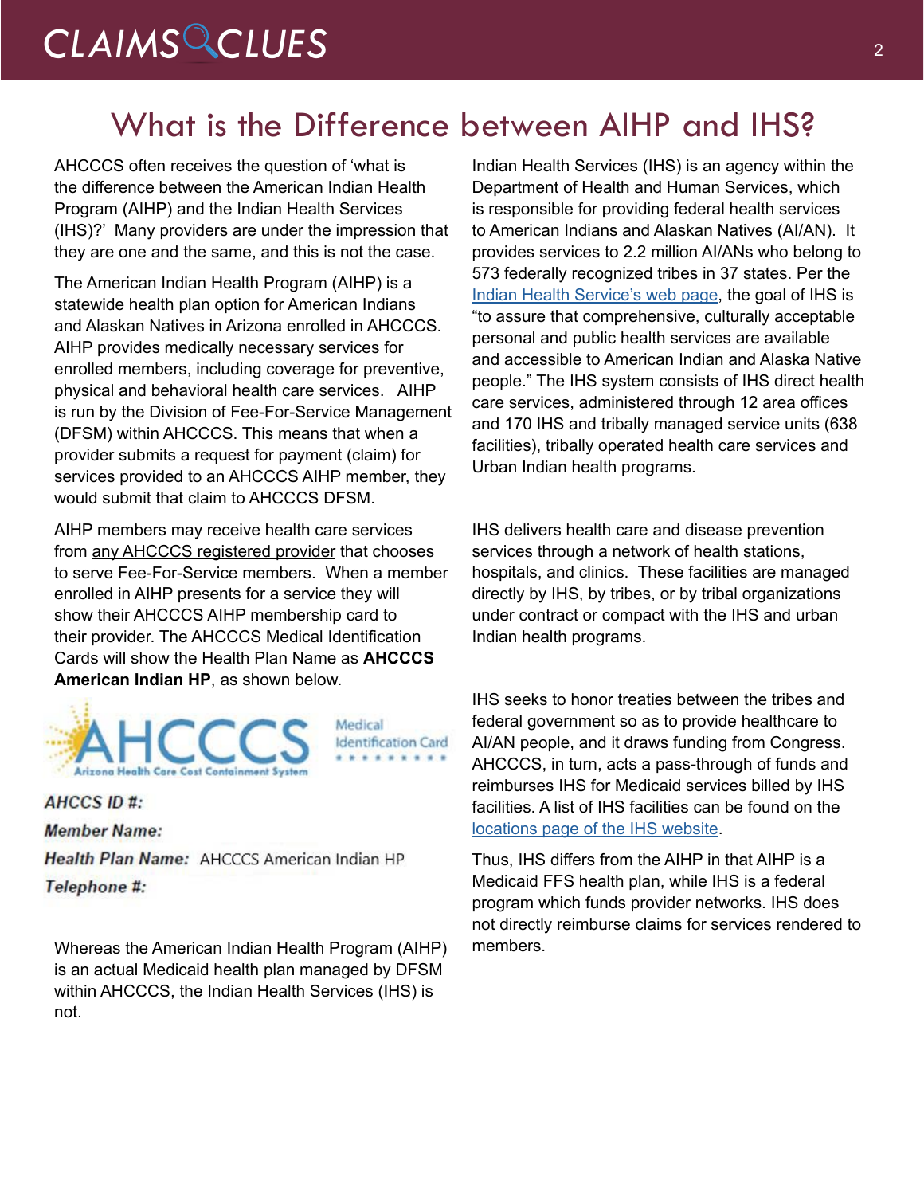# What is the Difference between AIHP and IHS?

AHCCCS often receives the question of 'what is the difference between the American Indian Health Program (AIHP) and the Indian Health Services (IHS)?' Many providers are under the impression that they are one and the same, and this is not the case.

The American Indian Health Program (AIHP) is a statewide health plan option for American Indians and Alaskan Natives in Arizona enrolled in AHCCCS. AIHP provides medically necessary services for enrolled members, including coverage for preventive, physical and behavioral health care services. AIHP is run by the Division of Fee-For-Service Management (DFSM) within AHCCCS. This means that when a provider submits a request for payment (claim) for services provided to an AHCCCS AIHP member, they would submit that claim to AHCCCS DFSM.

AIHP members may receive health care services from any AHCCCS registered provider that chooses to serve Fee-For-Service members. When a member enrolled in AIHP presents for a service they will show their AHCCCS AIHP membership card to their provider. The AHCCCS Medical Identification Cards will show the Health Plan Name as **AHCCCS American Indian HP**, as shown below.

AHCCCS Arizona Health Care Cost Containment System — Medical Identification Card

***AHCCS ID #:***

***Member Name:***

***Health Plan Name:*** AHCCCS American Indian HP

***Telephone #:***

Whereas the American Indian Health Program (AIHP) is an actual Medicaid health plan managed by DFSM within AHCCCS, the Indian Health Services (IHS) is not.

Indian Health Services (IHS) is an agency within the Department of Health and Human Services, which is responsible for providing federal health services to American Indians and Alaskan Natives (AI/AN). It provides services to 2.2 million AI/ANs who belong to 573 federally recognized tribes in 37 states. Per the Indian Health Service's web page, the goal of IHS is "to assure that comprehensive, culturally acceptable personal and public health services are available and accessible to American Indian and Alaska Native people." The IHS system consists of IHS direct health care services, administered through 12 area offices and 170 IHS and tribally managed service units (638 facilities), tribally operated health care services and Urban Indian health programs.

IHS delivers health care and disease prevention services through a network of health stations, hospitals, and clinics. These facilities are managed directly by IHS, by tribes, or by tribal organizations under contract or compact with the IHS and urban Indian health programs.

IHS seeks to honor treaties between the tribes and federal government so as to provide healthcare to AI/AN people, and it draws funding from Congress. AHCCCS, in turn, acts a pass-through of funds and reimburses IHS for Medicaid services billed by IHS facilities. A list of IHS facilities can be found on the locations page of the IHS website.

Thus, IHS differs from the AIHP in that AIHP is a Medicaid FFS health plan, while IHS is a federal program which funds provider networks. IHS does not directly reimburse claims for services rendered to members.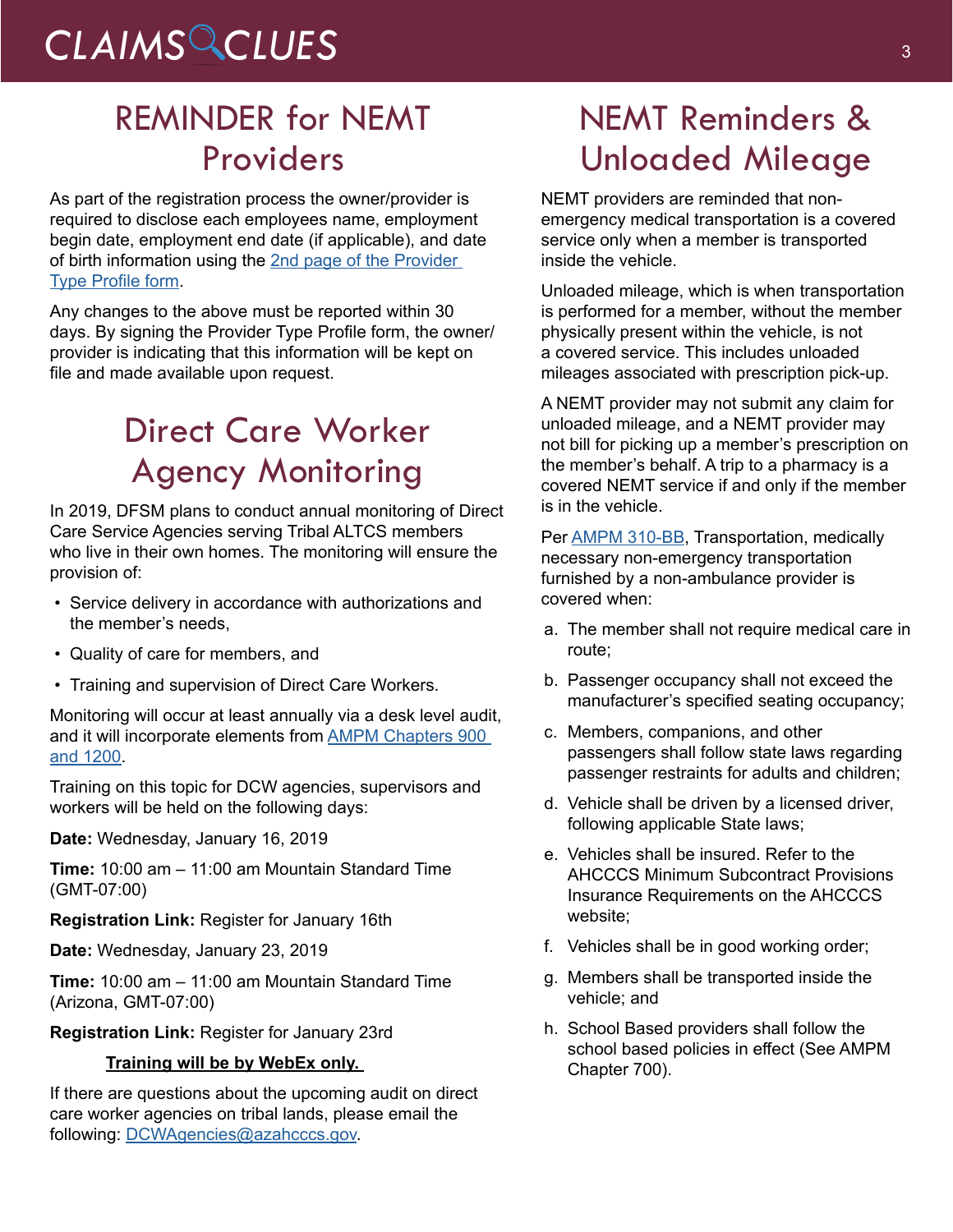## REMINDER for NEMT Providers

As part of the registration process the owner/provider is required to disclose each employees name, employment begin date, employment end date (if applicable), and date of birth information using the 2nd page of the Provider Type Profile form.

Any changes to the above must be reported within 30 days. By signing the Provider Type Profile form, the owner/provider is indicating that this information will be kept on file and made available upon request.

## Direct Care Worker Agency Monitoring

In 2019, DFSM plans to conduct annual monitoring of Direct Care Service Agencies serving Tribal ALTCS members who live in their own homes. The monitoring will ensure the provision of:

- Service delivery in accordance with authorizations and the member's needs,
- Quality of care for members, and
- Training and supervision of Direct Care Workers.

Monitoring will occur at least annually via a desk level audit, and it will incorporate elements from AMPM Chapters 900 and 1200.

Training on this topic for DCW agencies, supervisors and workers will be held on the following days:

**Date:** Wednesday, January 16, 2019

**Time:** 10:00 am – 11:00 am Mountain Standard Time (GMT-07:00)

**Registration Link:** Register for January 16th

**Date:** Wednesday, January 23, 2019

**Time:** 10:00 am – 11:00 am Mountain Standard Time (Arizona, GMT-07:00)

**Registration Link:** Register for January 23rd

**Training will be by WebEx only.**

If there are questions about the upcoming audit on direct care worker agencies on tribal lands, please email the following: DCWAgencies@azahcccs.gov.

## NEMT Reminders & Unloaded Mileage

NEMT providers are reminded that non-emergency medical transportation is a covered service only when a member is transported inside the vehicle.

Unloaded mileage, which is when transportation is performed for a member, without the member physically present within the vehicle, is not a covered service. This includes unloaded mileages associated with prescription pick-up.

A NEMT provider may not submit any claim for unloaded mileage, and a NEMT provider may not bill for picking up a member's prescription on the member's behalf. A trip to a pharmacy is a covered NEMT service if and only if the member is in the vehicle.

Per AMPM 310-BB, Transportation, medically necessary non-emergency transportation furnished by a non-ambulance provider is covered when:

a. The member shall not require medical care in route;
b. Passenger occupancy shall not exceed the manufacturer's specified seating occupancy;
c. Members, companions, and other passengers shall follow state laws regarding passenger restraints for adults and children;
d. Vehicle shall be driven by a licensed driver, following applicable State laws;
e. Vehicles shall be insured. Refer to the AHCCCS Minimum Subcontract Provisions Insurance Requirements on the AHCCCS website;
f. Vehicles shall be in good working order;
g. Members shall be transported inside the vehicle; and
h. School Based providers shall follow the school based policies in effect (See AMPM Chapter 700).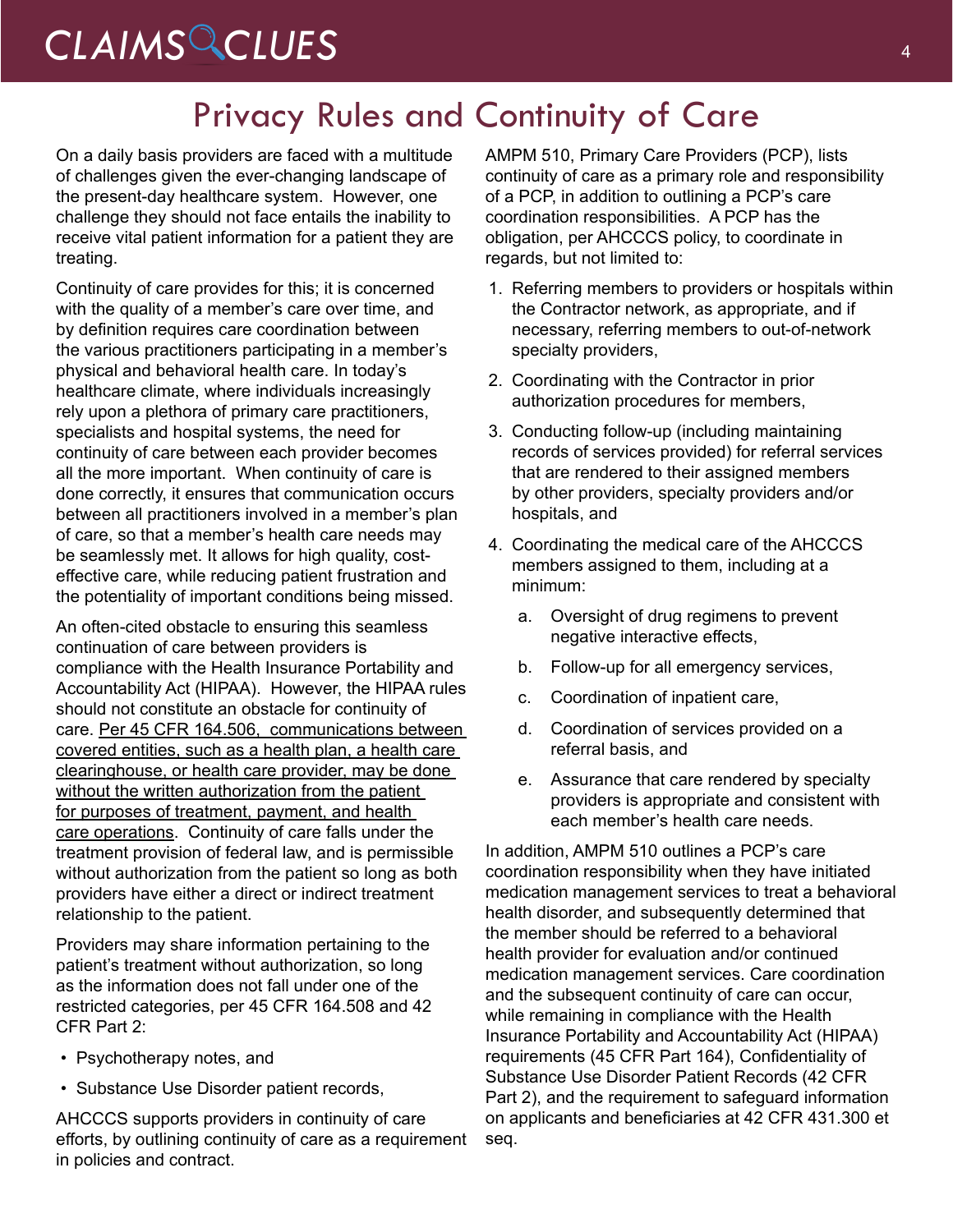# Privacy Rules and Continuity of Care

On a daily basis providers are faced with a multitude of challenges given the ever-changing landscape of the present-day healthcare system. However, one challenge they should not face entails the inability to receive vital patient information for a patient they are treating.

Continuity of care provides for this; it is concerned with the quality of a member's care over time, and by definition requires care coordination between the various practitioners participating in a member's physical and behavioral health care. In today's healthcare climate, where individuals increasingly rely upon a plethora of primary care practitioners, specialists and hospital systems, the need for continuity of care between each provider becomes all the more important. When continuity of care is done correctly, it ensures that communication occurs between all practitioners involved in a member's plan of care, so that a member's health care needs may be seamlessly met. It allows for high quality, cost-effective care, while reducing patient frustration and the potentiality of important conditions being missed.

An often-cited obstacle to ensuring this seamless continuation of care between providers is compliance with the Health Insurance Portability and Accountability Act (HIPAA). However, the HIPAA rules should not constitute an obstacle for continuity of care. Per 45 CFR 164.506, communications between covered entities, such as a health plan, a health care clearinghouse, or health care provider, may be done without the written authorization from the patient for purposes of treatment, payment, and health care operations. Continuity of care falls under the treatment provision of federal law, and is permissible without authorization from the patient so long as both providers have either a direct or indirect treatment relationship to the patient.

Providers may share information pertaining to the patient's treatment without authorization, so long as the information does not fall under one of the restricted categories, per 45 CFR 164.508 and 42 CFR Part 2:

- Psychotherapy notes, and
- Substance Use Disorder patient records,

AHCCCS supports providers in continuity of care efforts, by outlining continuity of care as a requirement in policies and contract.

AMPM 510, Primary Care Providers (PCP), lists continuity of care as a primary role and responsibility of a PCP, in addition to outlining a PCP's care coordination responsibilities. A PCP has the obligation, per AHCCCS policy, to coordinate in regards, but not limited to:

1. Referring members to providers or hospitals within the Contractor network, as appropriate, and if necessary, referring members to out-of-network specialty providers,
2. Coordinating with the Contractor in prior authorization procedures for members,
3. Conducting follow-up (including maintaining records of services provided) for referral services that are rendered to their assigned members by other providers, specialty providers and/or hospitals, and
4. Coordinating the medical care of the AHCCCS members assigned to them, including at a minimum:
   a. Oversight of drug regimens to prevent negative interactive effects,
   b. Follow-up for all emergency services,
   c. Coordination of inpatient care,
   d. Coordination of services provided on a referral basis, and
   e. Assurance that care rendered by specialty providers is appropriate and consistent with each member's health care needs.

In addition, AMPM 510 outlines a PCP's care coordination responsibility when they have initiated medication management services to treat a behavioral health disorder, and subsequently determined that the member should be referred to a behavioral health provider for evaluation and/or continued medication management services. Care coordination and the subsequent continuity of care can occur, while remaining in compliance with the Health Insurance Portability and Accountability Act (HIPAA) requirements (45 CFR Part 164), Confidentiality of Substance Use Disorder Patient Records (42 CFR Part 2), and the requirement to safeguard information on applicants and beneficiaries at 42 CFR 431.300 et seq.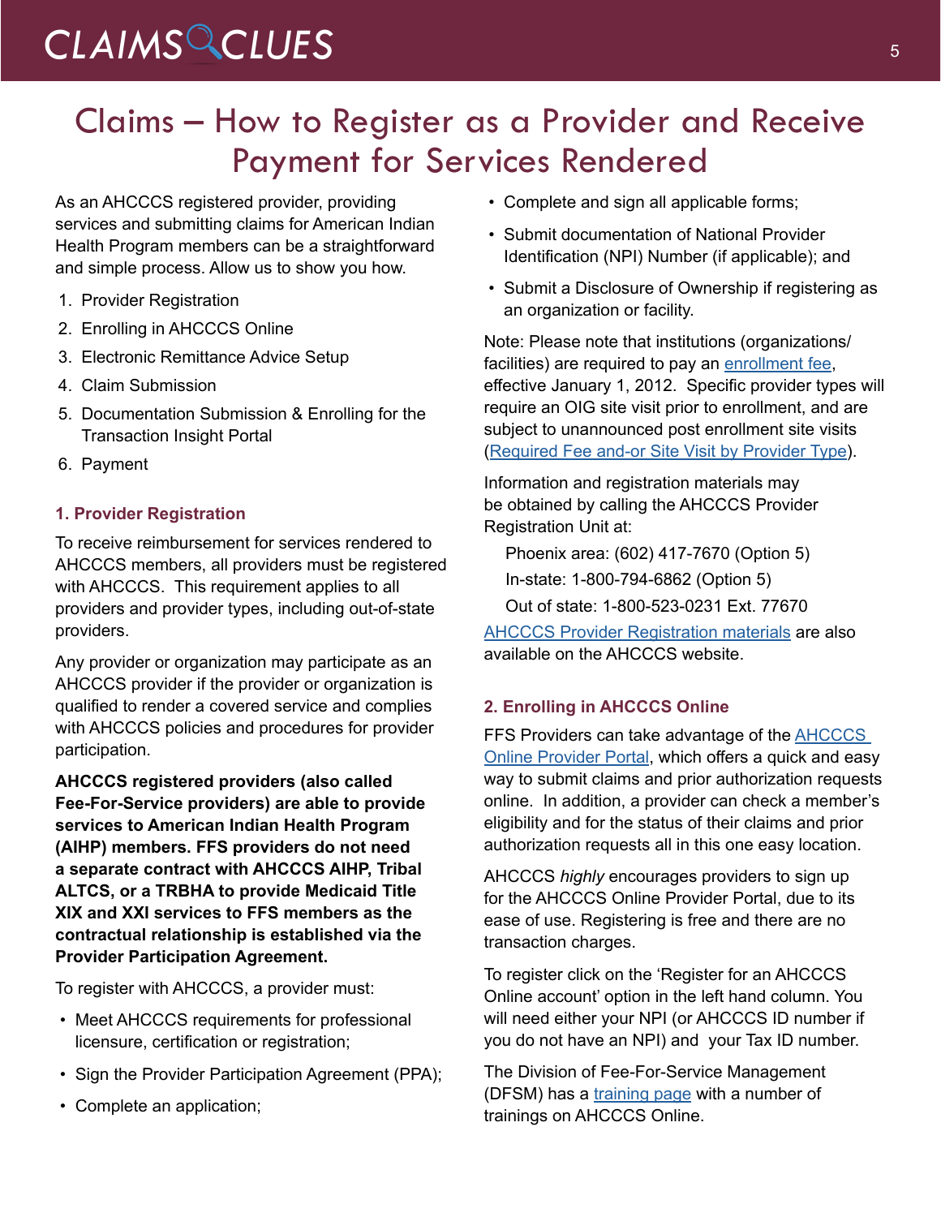# Claims – How to Register as a Provider and Receive Payment for Services Rendered

As an AHCCCS registered provider, providing services and submitting claims for American Indian Health Program members can be a straightforward and simple process. Allow us to show you how.

1. Provider Registration
2. Enrolling in AHCCCS Online
3. Electronic Remittance Advice Setup
4. Claim Submission
5. Documentation Submission & Enrolling for the Transaction Insight Portal
6. Payment

### 1. Provider Registration

To receive reimbursement for services rendered to AHCCCS members, all providers must be registered with AHCCCS. This requirement applies to all providers and provider types, including out-of-state providers.

Any provider or organization may participate as an AHCCCS provider if the provider or organization is qualified to render a covered service and complies with AHCCCS policies and procedures for provider participation.

**AHCCCS registered providers (also called Fee-For-Service providers) are able to provide services to American Indian Health Program (AIHP) members. FFS providers do not need a separate contract with AHCCCS AIHP, Tribal ALTCS, or a TRBHA to provide Medicaid Title XIX and XXI services to FFS members as the contractual relationship is established via the Provider Participation Agreement.**

To register with AHCCCS, a provider must:

- Meet AHCCCS requirements for professional licensure, certification or registration;
- Sign the Provider Participation Agreement (PPA);
- Complete an application;
- Complete and sign all applicable forms;
- Submit documentation of National Provider Identification (NPI) Number (if applicable); and
- Submit a Disclosure of Ownership if registering as an organization or facility.

Note: Please note that institutions (organizations/facilities) are required to pay an enrollment fee, effective January 1, 2012. Specific provider types will require an OIG site visit prior to enrollment, and are subject to unannounced post enrollment site visits (Required Fee and-or Site Visit by Provider Type).

Information and registration materials may be obtained by calling the AHCCCS Provider Registration Unit at:

Phoenix area: (602) 417-7670 (Option 5)

In-state: 1-800-794-6862 (Option 5)

Out of state: 1-800-523-0231 Ext. 77670

AHCCCS Provider Registration materials are also available on the AHCCCS website.

### 2. Enrolling in AHCCCS Online

FFS Providers can take advantage of the AHCCCS Online Provider Portal, which offers a quick and easy way to submit claims and prior authorization requests online. In addition, a provider can check a member's eligibility and for the status of their claims and prior authorization requests all in this one easy location.

AHCCCS *highly* encourages providers to sign up for the AHCCCS Online Provider Portal, due to its ease of use. Registering is free and there are no transaction charges.

To register click on the 'Register for an AHCCCS Online account' option in the left hand column. You will need either your NPI (or AHCCCS ID number if you do not have an NPI) and your Tax ID number.

The Division of Fee-For-Service Management (DFSM) has a training page with a number of trainings on AHCCCS Online.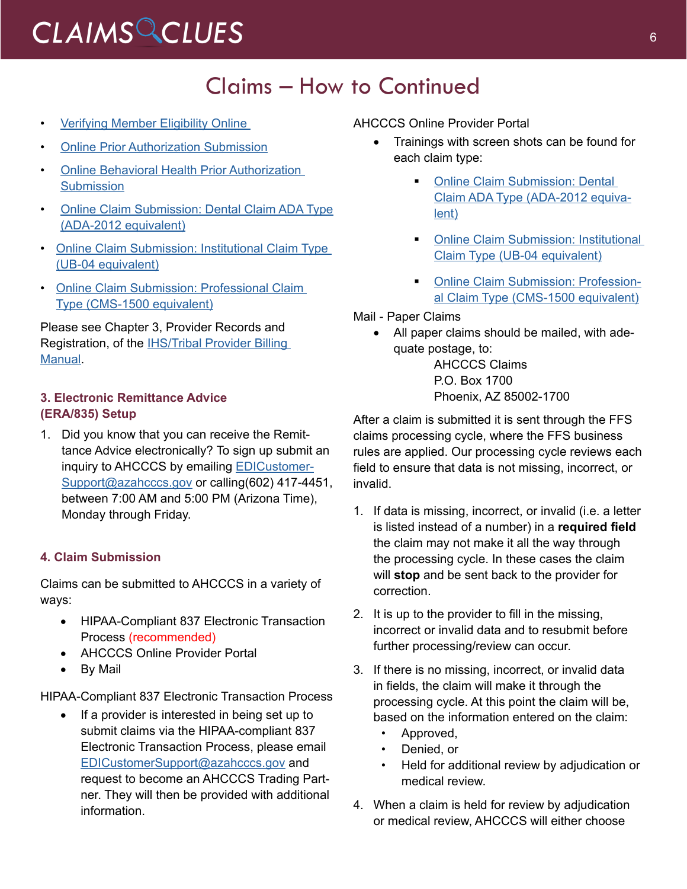# Claims – How to Continued

- Verifying Member Eligibility Online
- Online Prior Authorization Submission
- Online Behavioral Health Prior Authorization Submission
- Online Claim Submission: Dental Claim ADA Type (ADA-2012 equivalent)
- Online Claim Submission: Institutional Claim Type (UB-04 equivalent)
- Online Claim Submission: Professional Claim Type (CMS-1500 equivalent)

Please see Chapter 3, Provider Records and Registration, of the IHS/Tribal Provider Billing Manual.

### 3. Electronic Remittance Advice (ERA/835) Setup

1. Did you know that you can receive the Remittance Advice electronically? To sign up submit an inquiry to AHCCCS by emailing EDICustomerSupport@azahcccs.gov or calling(602) 417-4451, between 7:00 AM and 5:00 PM (Arizona Time), Monday through Friday.

### 4. Claim Submission

Claims can be submitted to AHCCCS in a variety of ways:

- HIPAA-Compliant 837 Electronic Transaction Process (recommended)
- AHCCCS Online Provider Portal
- By Mail

HIPAA-Compliant 837 Electronic Transaction Process

- If a provider is interested in being set up to submit claims via the HIPAA-compliant 837 Electronic Transaction Process, please email EDICustomerSupport@azahcccs.gov and request to become an AHCCCS Trading Partner. They will then be provided with additional information.

AHCCCS Online Provider Portal

- Trainings with screen shots can be found for each claim type:
  - Online Claim Submission: Dental Claim ADA Type (ADA-2012 equivalent)
  - Online Claim Submission: Institutional Claim Type (UB-04 equivalent)
  - Online Claim Submission: Professional Claim Type (CMS-1500 equivalent)

Mail - Paper Claims

- All paper claims should be mailed, with adequate postage, to:

  AHCCCS Claims
  P.O. Box 1700
  Phoenix, AZ 85002-1700

After a claim is submitted it is sent through the FFS claims processing cycle, where the FFS business rules are applied. Our processing cycle reviews each field to ensure that data is not missing, incorrect, or invalid.

1. If data is missing, incorrect, or invalid (i.e. a letter is listed instead of a number) in a **required field** the claim may not make it all the way through the processing cycle. In these cases the claim will **stop** and be sent back to the provider for correction.
2. It is up to the provider to fill in the missing, incorrect or invalid data and to resubmit before further processing/review can occur.
3. If there is no missing, incorrect, or invalid data in fields, the claim will make it through the processing cycle. At this point the claim will be, based on the information entered on the claim:
   - Approved,
   - Denied, or
   - Held for additional review by adjudication or medical review.
4. When a claim is held for review by adjudication or medical review, AHCCCS will either choose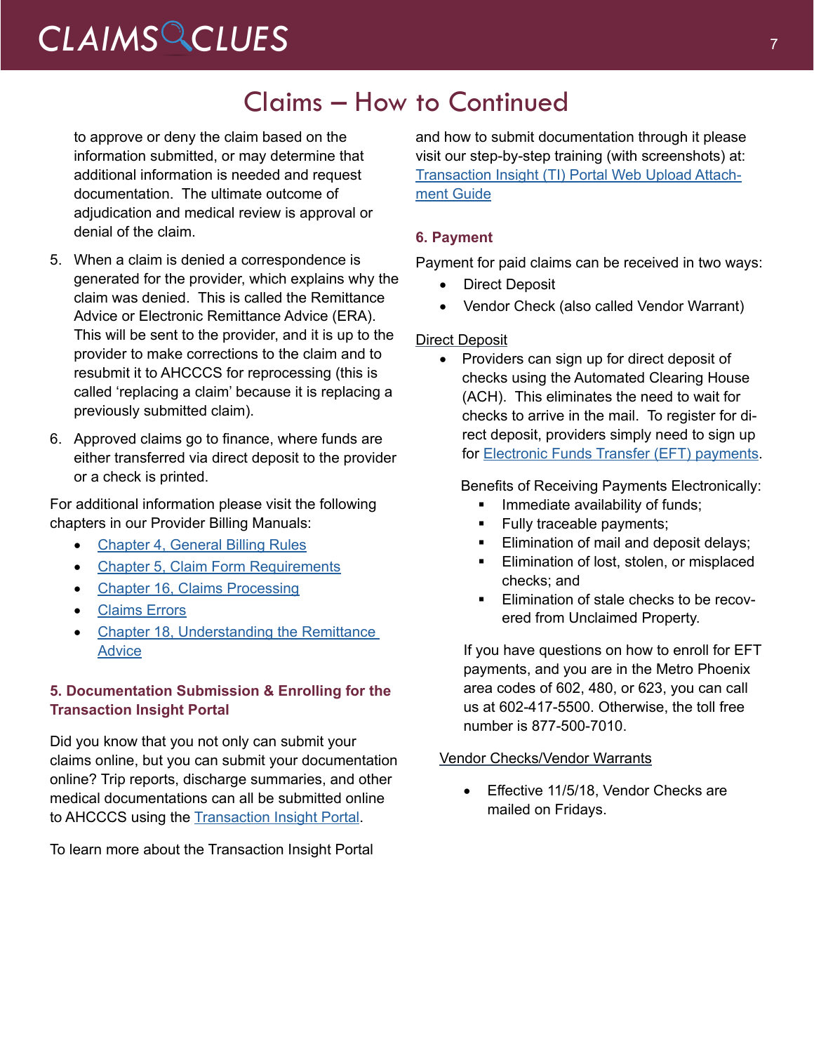## Claims – How to Continued

to approve or deny the claim based on the information submitted, or may determine that additional information is needed and request documentation. The ultimate outcome of adjudication and medical review is approval or denial of the claim.

5. When a claim is denied a correspondence is generated for the provider, which explains why the claim was denied. This is called the Remittance Advice or Electronic Remittance Advice (ERA). This will be sent to the provider, and it is up to the provider to make corrections to the claim and to resubmit it to AHCCCS for reprocessing (this is called 'replacing a claim' because it is replacing a previously submitted claim).
6. Approved claims go to finance, where funds are either transferred via direct deposit to the provider or a check is printed.

For additional information please visit the following chapters in our Provider Billing Manuals:

- Chapter 4, General Billing Rules
- Chapter 5, Claim Form Requirements
- Chapter 16, Claims Processing
- Claims Errors
- Chapter 18, Understanding the Remittance Advice

### 5. Documentation Submission & Enrolling for the Transaction Insight Portal

Did you know that you not only can submit your claims online, but you can submit your documentation online? Trip reports, discharge summaries, and other medical documentations can all be submitted online to AHCCCS using the Transaction Insight Portal.

To learn more about the Transaction Insight Portal and how to submit documentation through it please visit our step-by-step training (with screenshots) at: Transaction Insight (TI) Portal Web Upload Attachment Guide

### 6. Payment

Payment for paid claims can be received in two ways:

- Direct Deposit
- Vendor Check (also called Vendor Warrant)

Direct Deposit

- Providers can sign up for direct deposit of checks using the Automated Clearing House (ACH). This eliminates the need to wait for checks to arrive in the mail. To register for direct deposit, providers simply need to sign up for Electronic Funds Transfer (EFT) payments.

  Benefits of Receiving Payments Electronically:
  - Immediate availability of funds;
  - Fully traceable payments;
  - Elimination of mail and deposit delays;
  - Elimination of lost, stolen, or misplaced checks; and
  - Elimination of stale checks to be recovered from Unclaimed Property.

  If you have questions on how to enroll for EFT payments, and you are in the Metro Phoenix area codes of 602, 480, or 623, you can call us at 602-417-5500. Otherwise, the toll free number is 877-500-7010.

Vendor Checks/Vendor Warrants

- Effective 11/5/18, Vendor Checks are mailed on Fridays.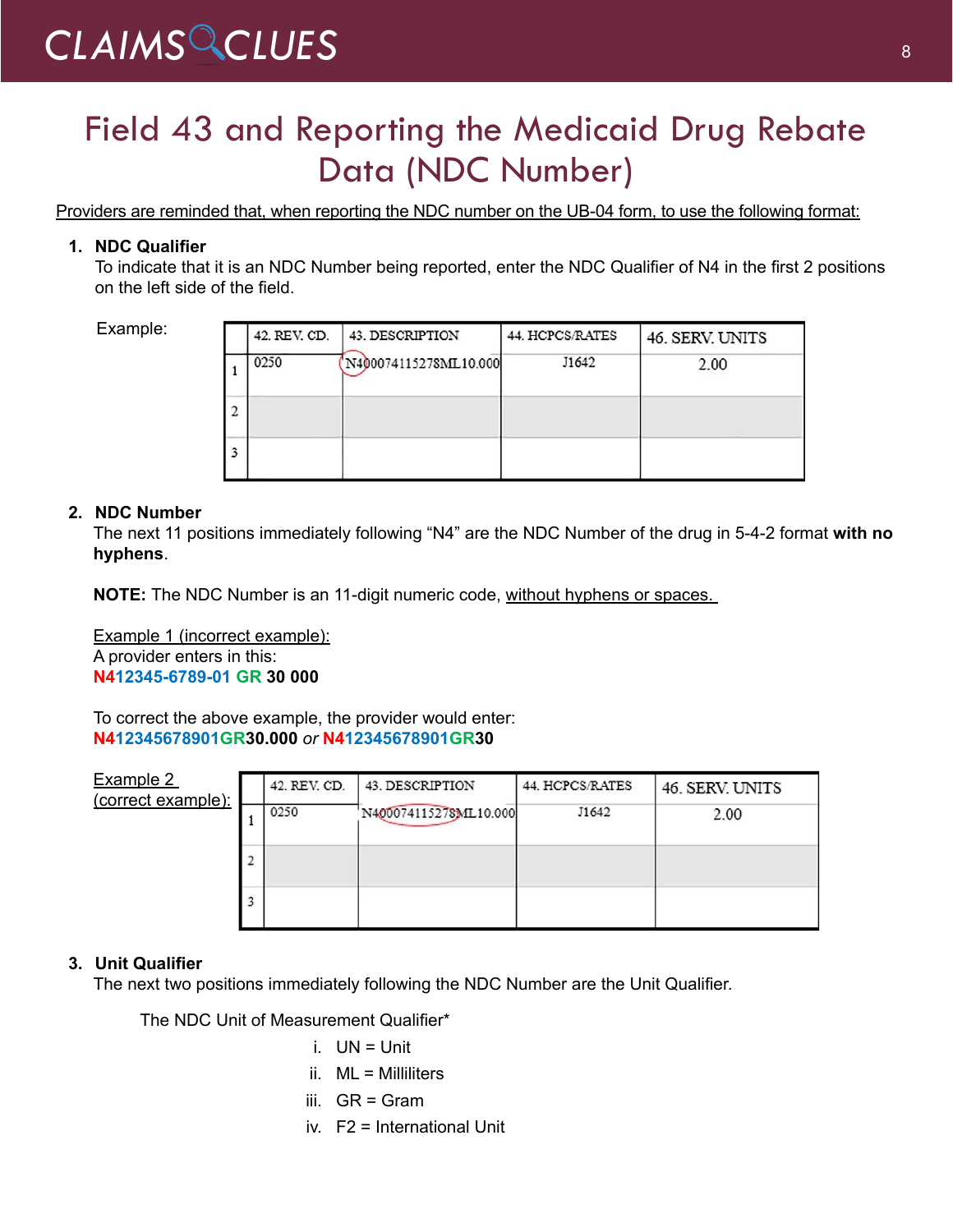# Field 43 and Reporting the Medicaid Drug Rebate Data (NDC Number)

Providers are reminded that, when reporting the NDC number on the UB-04 form, to use the following format:

1. **NDC Qualifier**
   To indicate that it is an NDC Number being reported, enter the NDC Qualifier of N4 in the first 2 positions on the left side of the field.

   Example:

| | 42. REV. CD. | 43. DESCRIPTION | 44. HCPCS/RATES | 46. SERV. UNITS |
|---|---|---|---|---|
| 1 | 0250 | N400074115278ML10.000 | J1642 | 2.00 |
| 2 | | | | |
| 3 | | | | |

2. **NDC Number**
   The next 11 positions immediately following "N4" are the NDC Number of the drug in 5-4-2 format **with no hyphens**.

   **NOTE:** The NDC Number is an 11-digit numeric code, without hyphens or spaces.

   Example 1 (incorrect example):
   A provider enters in this:
   N412345-6789-01 GR **30 000**

   To correct the above example, the provider would enter:
   N412345678901GR**30.000** *or* N412345678901GR**30**

   Example 2 (correct example):

| | 42. REV. CD. | 43. DESCRIPTION | 44. HCPCS/RATES | 46. SERV. UNITS |
|---|---|---|---|---|
| 1 | 0250 | N400074115278ML10.000 | J1642 | 2.00 |
| 2 | | | | |
| 3 | | | | |

3. **Unit Qualifier**
   The next two positions immediately following the NDC Number are the Unit Qualifier.

   The NDC Unit of Measurement Qualifier*

   i. UN = Unit
   ii. ML = Milliliters
   iii. GR = Gram
   iv. F2 = International Unit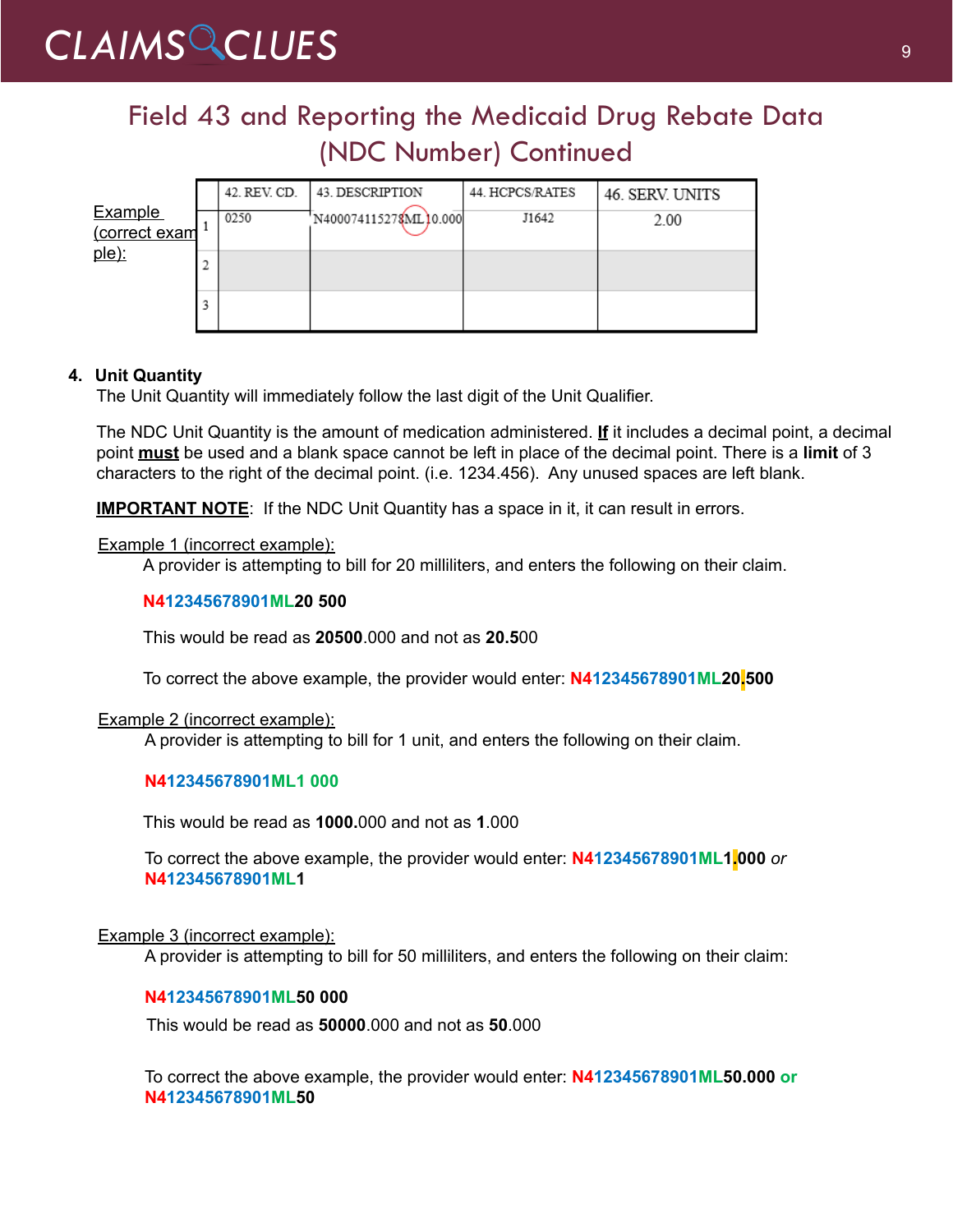# Field 43 and Reporting the Medicaid Drug Rebate Data (NDC Number) Continued

Example (correct example):

| | 42. REV. CD. | 43. DESCRIPTION | 44. HCPCS/RATES | 46. SERV. UNITS |
|---|---|---|---|---|
| 1 | 0250 | N400074115278ML10.000 | J1642 | 2.00 |
| 2 | | | | |
| 3 | | | | |

4. **Unit Quantity**

   The Unit Quantity will immediately follow the last digit of the Unit Qualifier.

   The NDC Unit Quantity is the amount of medication administered. **If** it includes a decimal point, a decimal point **must** be used and a blank space cannot be left in place of the decimal point. There is a **limit** of 3 characters to the right of the decimal point. (i.e. 1234.456). Any unused spaces are left blank.

   **IMPORTANT NOTE**: If the NDC Unit Quantity has a space in it, it can result in errors.

   Example 1 (incorrect example):

   A provider is attempting to bill for 20 milliliters, and enters the following on their claim.

   **N412345678901ML20 500**

   This would be read as **20500**.000 and not as **20.5**00

   To correct the above example, the provider would enter: **N412345678901ML20.500**

   Example 2 (incorrect example):

   A provider is attempting to bill for 1 unit, and enters the following on their claim.

   **N412345678901ML1 000**

   This would be read as **1000**.000 and not as **1**.000

   To correct the above example, the provider would enter: **N412345678901ML1.000** *or* **N412345678901ML1**

   Example 3 (incorrect example):

   A provider is attempting to bill for 50 milliliters, and enters the following on their claim:

   **N412345678901ML50 000**

   This would be read as **50000**.000 and not as **50**.000

   To correct the above example, the provider would enter: **N412345678901ML50.000 or N412345678901ML50**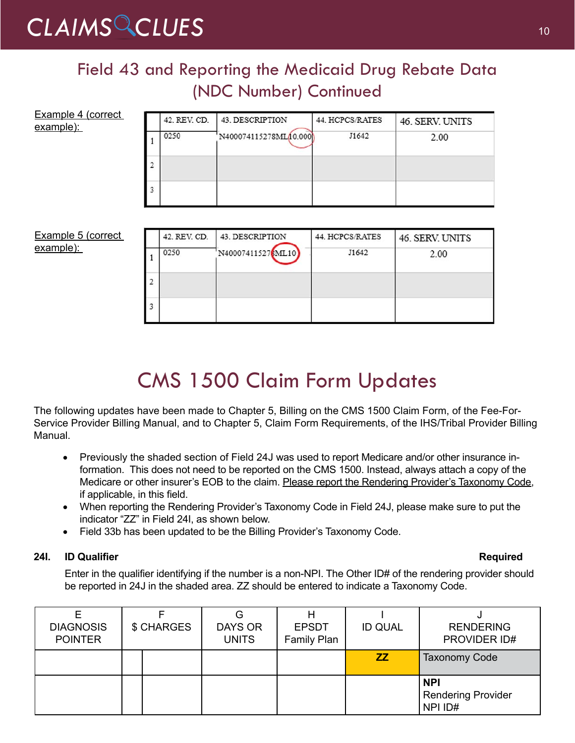## Field 43 and Reporting the Medicaid Drug Rebate Data (NDC Number) Continued

Example 4 (correct example):

| | 42. REV. CD. | 43. DESCRIPTION | 44. HCPCS/RATES | 46. SERV. UNITS |
|---|---|---|---|---|
| 1 | 0250 | N400074115278ML10.000 | J1642 | 2.00 |
| 2 | | | | |
| 3 | | | | |

Example 5 (correct example):

| | 42. REV. CD. | 43. DESCRIPTION | 44. HCPCS/RATES | 46. SERV. UNITS |
|---|---|---|---|---|
| 1 | 0250 | N400074115278ML10 | J1642 | 2.00 |
| 2 | | | | |
| 3 | | | | |

# CMS 1500 Claim Form Updates

The following updates have been made to Chapter 5, Billing on the CMS 1500 Claim Form, of the Fee-For-Service Provider Billing Manual, and to Chapter 5, Claim Form Requirements, of the IHS/Tribal Provider Billing Manual.

- Previously the shaded section of Field 24J was used to report Medicare and/or other insurance information. This does not need to be reported on the CMS 1500. Instead, always attach a copy of the Medicare or other insurer's EOB to the claim. Please report the Rendering Provider's Taxonomy Code, if applicable, in this field.
- When reporting the Rendering Provider's Taxonomy Code in Field 24J, please make sure to put the indicator "ZZ" in Field 24I, as shown below.
- Field 33b has been updated to be the Billing Provider's Taxonomy Code.

**24I. ID Qualifier** **Required**

Enter in the qualifier identifying if the number is a non-NPI. The Other ID# of the rendering provider should be reported in 24J in the shaded area. ZZ should be entered to indicate a Taxonomy Code.

| E DIAGNOSIS POINTER | F $ CHARGES | | G DAYS OR UNITS | H EPSDT Family Plan | I ID QUAL | J RENDERING PROVIDER ID# |
|---|---|---|---|---|---|---|
| | | | | | ZZ | Taxonomy Code |
| | | | | | | **NPI** Rendering Provider NPI ID# |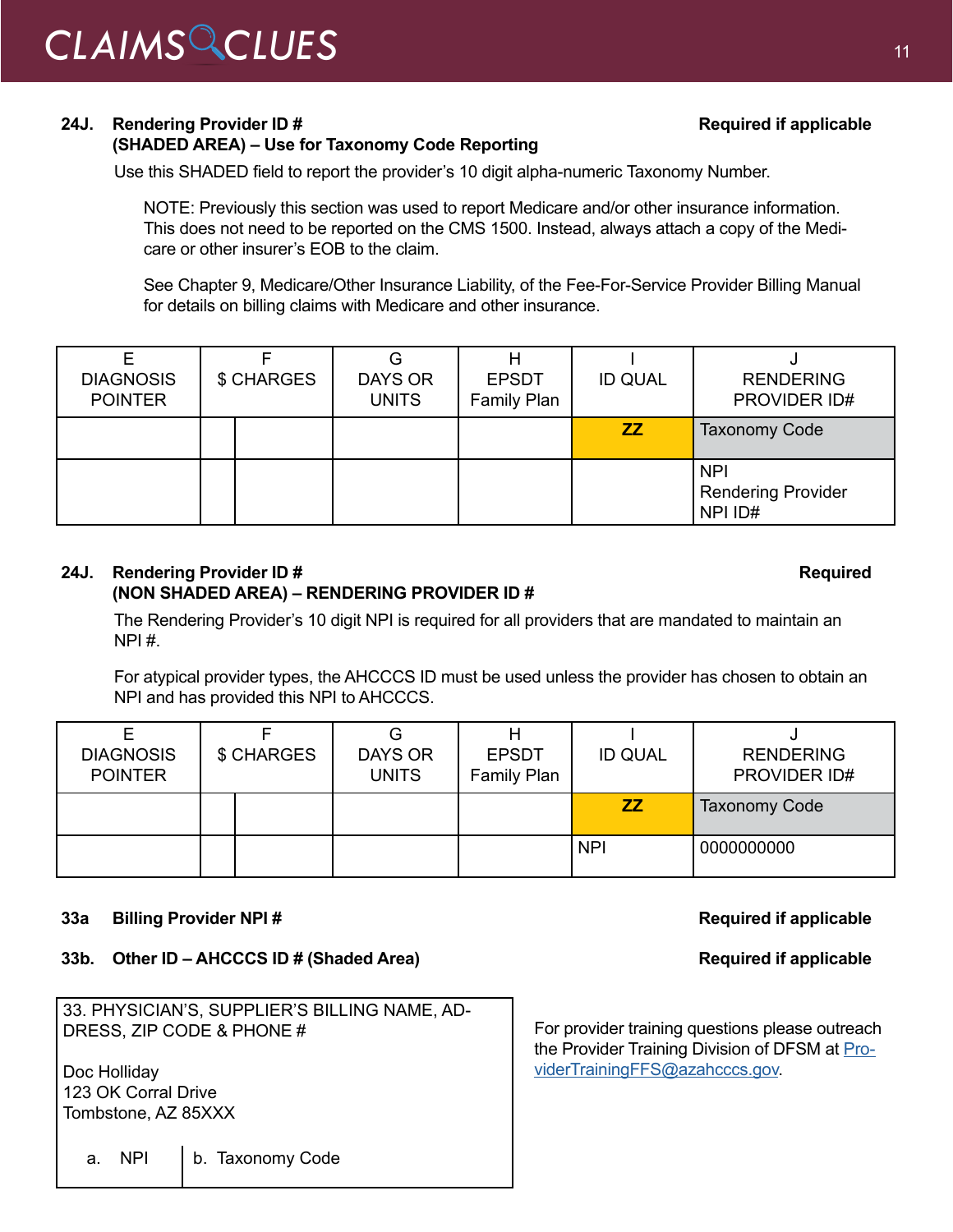**24J. Rendering Provider ID #** **Required if applicable**
**(SHADED AREA) – Use for Taxonomy Code Reporting**

Use this SHADED field to report the provider's 10 digit alpha-numeric Taxonomy Number.

NOTE: Previously this section was used to report Medicare and/or other insurance information. This does not need to be reported on the CMS 1500. Instead, always attach a copy of the Medicare or other insurer's EOB to the claim.

See Chapter 9, Medicare/Other Insurance Liability, of the Fee-For-Service Provider Billing Manual for details on billing claims with Medicare and other insurance.

| E DIAGNOSIS POINTER | F $ CHARGES | | G DAYS OR UNITS | H EPSDT Family Plan | I ID QUAL | J RENDERING PROVIDER ID# |
|---|---|---|---|---|---|---|
| | | | | | ZZ | Taxonomy Code |
| | | | | | | NPI Rendering Provider NPI ID# |

**24J. Rendering Provider ID #** **Required**
**(NON SHADED AREA) – RENDERING PROVIDER ID #**

The Rendering Provider's 10 digit NPI is required for all providers that are mandated to maintain an NPI #.

For atypical provider types, the AHCCCS ID must be used unless the provider has chosen to obtain an NPI and has provided this NPI to AHCCCS.

| E DIAGNOSIS POINTER | F $ CHARGES | | G DAYS OR UNITS | H EPSDT Family Plan | I ID QUAL | J RENDERING PROVIDER ID# |
|---|---|---|---|---|---|---|
| | | | | | ZZ | Taxonomy Code |
| | | | | | NPI | 0000000000 |

**33a Billing Provider NPI #** **Required if applicable**

**33b. Other ID – AHCCCS ID # (Shaded Area)** **Required if applicable**

| 33. PHYSICIAN'S, SUPPLIER'S BILLING NAME, ADDRESS, ZIP CODE & PHONE # | |
|---|---|
| Doc Holliday<br>123 OK Corral Drive<br>Tombstone, AZ 85XXX | |
| a. NPI | b. Taxonomy Code |

For provider training questions please outreach the Provider Training Division of DFSM at ProviderTrainingFFS@azahcccs.gov.